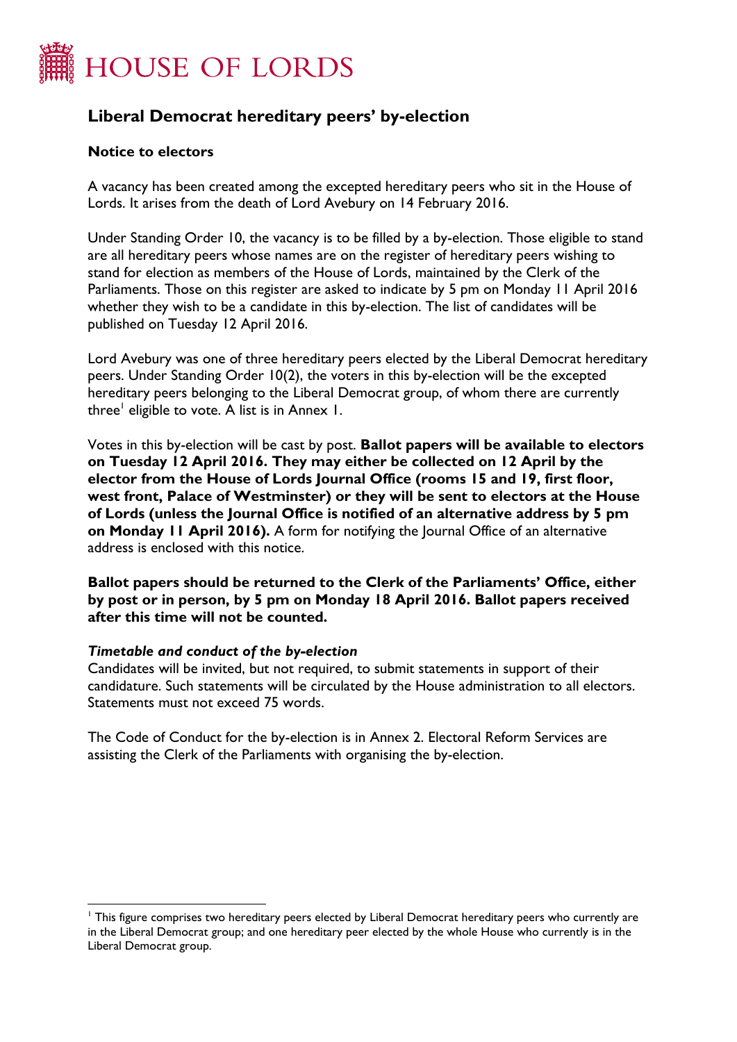# HOUSE OF LORDS

## Liberal Democrat hereditary peers' by-election

### Notice to electors

A vacancy has been created among the excepted hereditary peers who sit in the House of Lords. It arises from the death of Lord Avebury on 14 February 2016.

Under Standing Order 10, the vacancy is to be filled by a by-election. Those eligible to stand are all hereditary peers whose names are on the register of hereditary peers wishing to stand for election as members of the House of Lords, maintained by the Clerk of the Parliaments. Those on this register are asked to indicate by 5 pm on Monday 11 April 2016 whether they wish to be a candidate in this by-election. The list of candidates will be published on Tuesday 12 April 2016.

Lord Avebury was one of three hereditary peers elected by the Liberal Democrat hereditary peers. Under Standing Order 10(2), the voters in this by-election will be the excepted hereditary peers belonging to the Liberal Democrat group, of whom there are currently three[1] eligible to vote. A list is in Annex 1.

Votes in this by-election will be cast by post. **Ballot papers will be available to electors on Tuesday 12 April 2016. They may either be collected on 12 April by the elector from the House of Lords Journal Office (rooms 15 and 19, first floor, west front, Palace of Westminster) or they will be sent to electors at the House of Lords (unless the Journal Office is notified of an alternative address by 5 pm on Monday 11 April 2016).** A form for notifying the Journal Office of an alternative address is enclosed with this notice.

**Ballot papers should be returned to the Clerk of the Parliaments' Office, either by post or in person, by 5 pm on Monday 18 April 2016. Ballot papers received after this time will not be counted.**

***Timetable and conduct of the by-election***

Candidates will be invited, but not required, to submit statements in support of their candidature. Such statements will be circulated by the House administration to all electors. Statements must not exceed 75 words.

The Code of Conduct for the by-election is in Annex 2. Electoral Reform Services are assisting the Clerk of the Parliaments with organising the by-election.

---

[1] This figure comprises two hereditary peers elected by Liberal Democrat hereditary peers who currently are in the Liberal Democrat group; and one hereditary peer elected by the whole House who currently is in the Liberal Democrat group.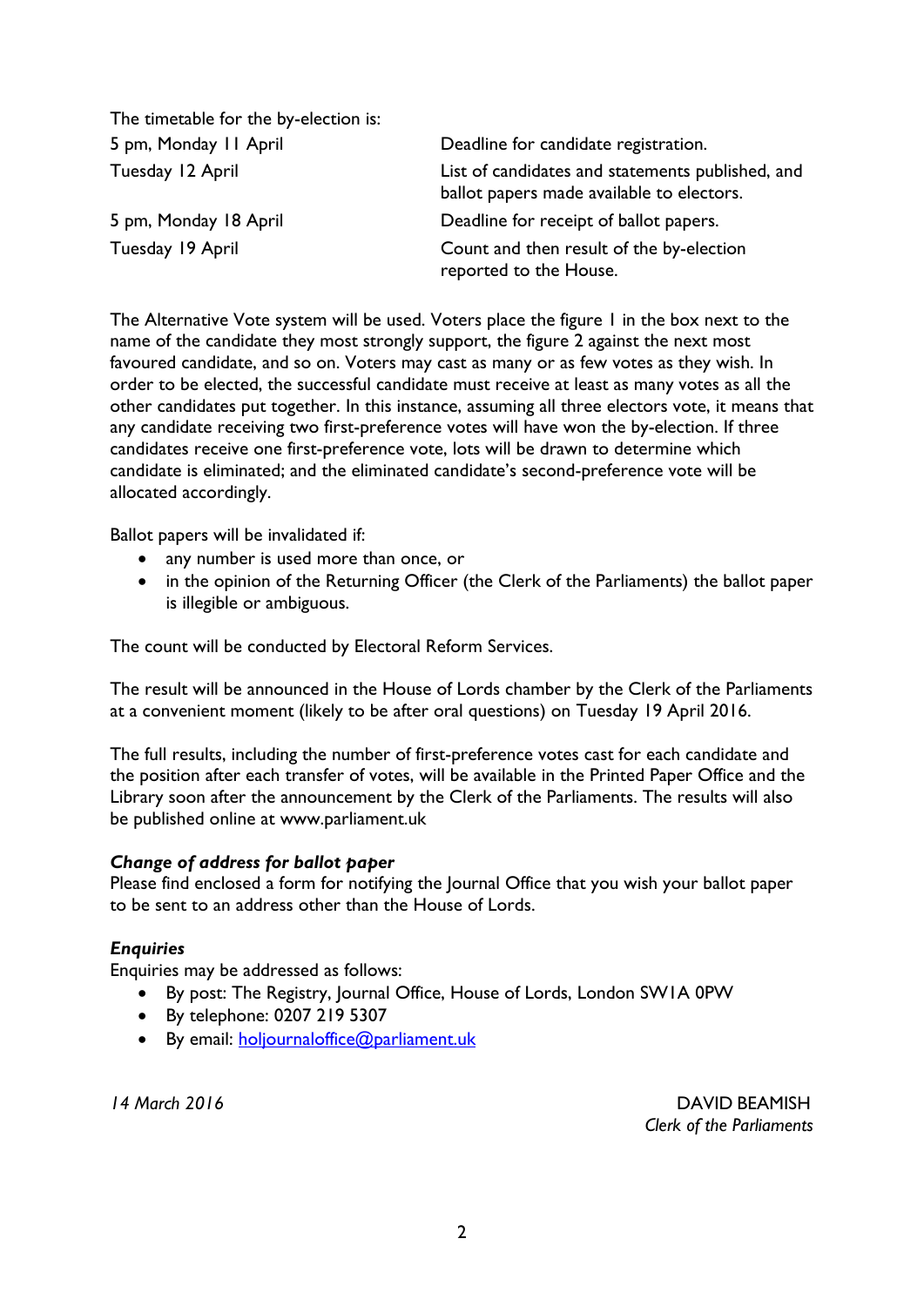The timetable for the by-election is:

| | |
|---|---|
| 5 pm, Monday 11 April | Deadline for candidate registration. |
| Tuesday 12 April | List of candidates and statements published, and ballot papers made available to electors. |
| 5 pm, Monday 18 April | Deadline for receipt of ballot papers. |
| Tuesday 19 April | Count and then result of the by-election reported to the House. |

The Alternative Vote system will be used. Voters place the figure 1 in the box next to the name of the candidate they most strongly support, the figure 2 against the next most favoured candidate, and so on. Voters may cast as many or as few votes as they wish. In order to be elected, the successful candidate must receive at least as many votes as all the other candidates put together. In this instance, assuming all three electors vote, it means that any candidate receiving two first-preference votes will have won the by-election. If three candidates receive one first-preference vote, lots will be drawn to determine which candidate is eliminated; and the eliminated candidate's second-preference vote will be allocated accordingly.

Ballot papers will be invalidated if:

- any number is used more than once, or
- in the opinion of the Returning Officer (the Clerk of the Parliaments) the ballot paper is illegible or ambiguous.

The count will be conducted by Electoral Reform Services.

The result will be announced in the House of Lords chamber by the Clerk of the Parliaments at a convenient moment (likely to be after oral questions) on Tuesday 19 April 2016.

The full results, including the number of first-preference votes cast for each candidate and the position after each transfer of votes, will be available in the Printed Paper Office and the Library soon after the announcement by the Clerk of the Parliaments. The results will also be published online at www.parliament.uk

***Change of address for ballot paper***

Please find enclosed a form for notifying the Journal Office that you wish your ballot paper to be sent to an address other than the House of Lords.

***Enquiries***

Enquiries may be addressed as follows:

- By post: The Registry, Journal Office, House of Lords, London SW1A 0PW
- By telephone: 0207 219 5307
- By email: holjournaloffice@parliament.uk

*14 March 2016*

DAVID BEAMISH
*Clerk of the Parliaments*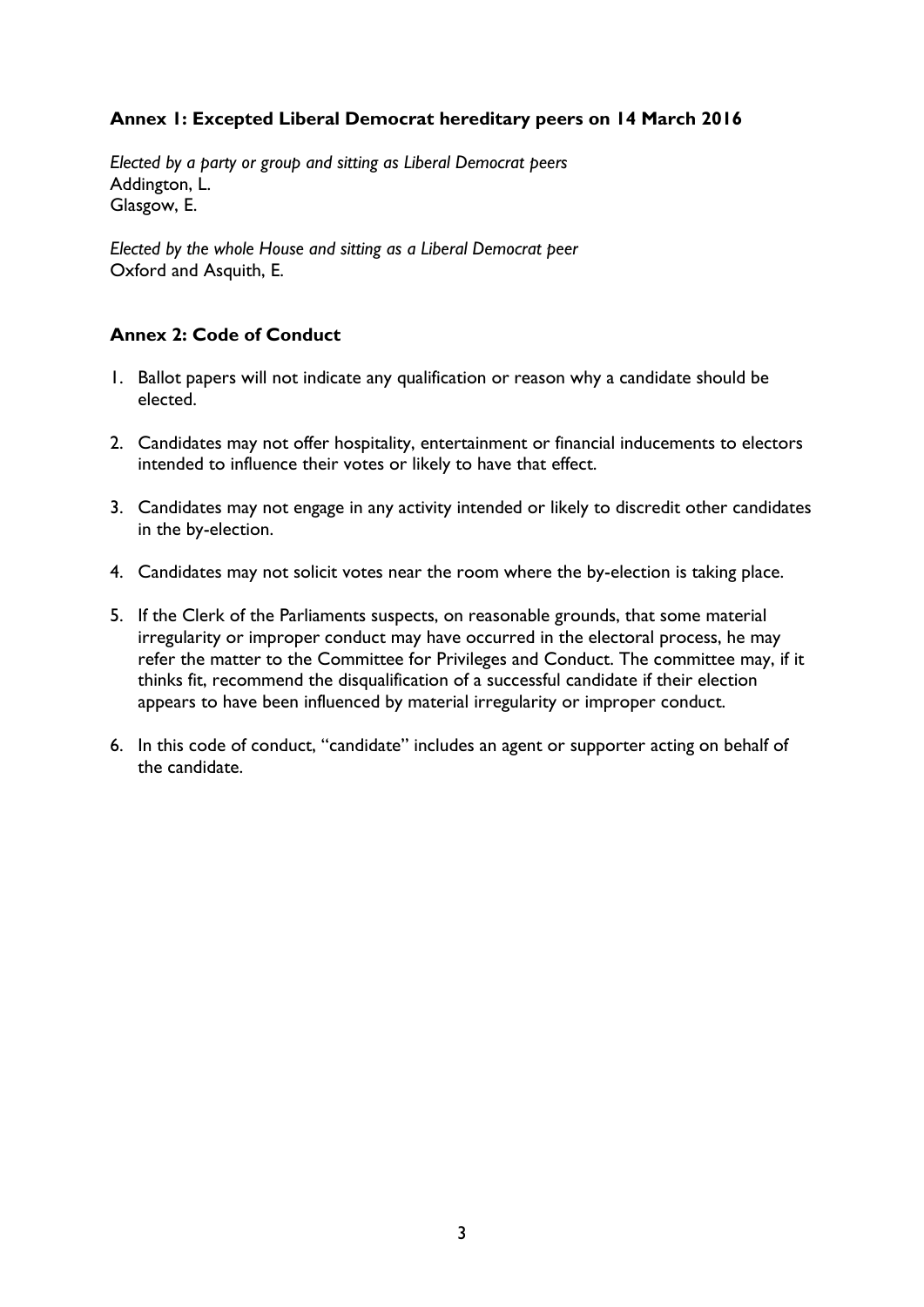## Annex 1: Excepted Liberal Democrat hereditary peers on 14 March 2016

*Elected by a party or group and sitting as Liberal Democrat peers*
Addington, L.
Glasgow, E.

*Elected by the whole House and sitting as a Liberal Democrat peer*
Oxford and Asquith, E.

## Annex 2: Code of Conduct

1. Ballot papers will not indicate any qualification or reason why a candidate should be elected.

2. Candidates may not offer hospitality, entertainment or financial inducements to electors intended to influence their votes or likely to have that effect.

3. Candidates may not engage in any activity intended or likely to discredit other candidates in the by-election.

4. Candidates may not solicit votes near the room where the by-election is taking place.

5. If the Clerk of the Parliaments suspects, on reasonable grounds, that some material irregularity or improper conduct may have occurred in the electoral process, he may refer the matter to the Committee for Privileges and Conduct. The committee may, if it thinks fit, recommend the disqualification of a successful candidate if their election appears to have been influenced by material irregularity or improper conduct.

6. In this code of conduct, "candidate" includes an agent or supporter acting on behalf of the candidate.